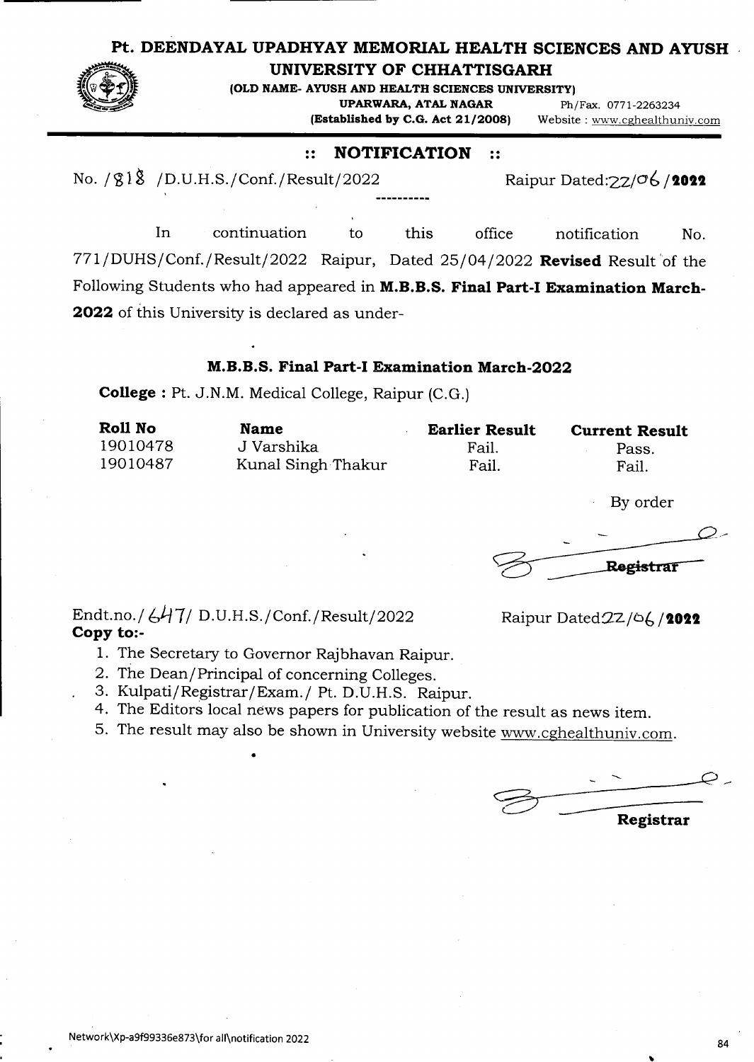# Pt. DEENDAYAL UPADHYAY MEMORIAL HEALTH SCIENCES AND AYUSH UNIVERSITY OF CHHATTISGARH

**(OLD NAME- AYUSH AND HEALTH SCIENCES UNIVERSITY)**
**UPARWARA, ATAL NAGAR** Ph/Fax. 0771-2263234
**(Established by C.G. Act 21/2008)** Website : www.cghealthuniv.com

## :: NOTIFICATION ::

No. /818 /D.U.H.S./Conf./Result/2022 Raipur Dated:22/06/**2022**

----------

In continuation to this office notification No. 771/DUHS/Conf./Result/2022 Raipur, Dated 25/04/2022 **Revised** Result of the Following Students who had appeared in **M.B.B.S. Final Part-I Examination March-2022** of this University is declared as under-

### M.B.B.S. Final Part-I Examination March-2022

**College :** Pt. J.N.M. Medical College, Raipur (C.G.)

| Roll No | Name | Earlier Result | Current Result |
|---|---|---|---|
| 19010478 | J Varshika | Fail. | Pass. |
| 19010487 | Kunal Singh Thakur | Fail. | Fail. |

By order

Registrar

Endt.no./ 647/ D.U.H.S./Conf./Result/2022 Raipur Dated22/06/**2022**

**Copy to:-**

1. The Secretary to Governor Rajbhavan Raipur.
2. The Dean/Principal of concerning Colleges.
3. Kulpati/Registrar/Exam./ Pt. D.U.H.S. Raipur.
4. The Editors local news papers for publication of the result as news item.
5. The result may also be shown in University website www.cghealthuniv.com.

Registrar

Network\Xp-a9f99336e873\for all\notification 2022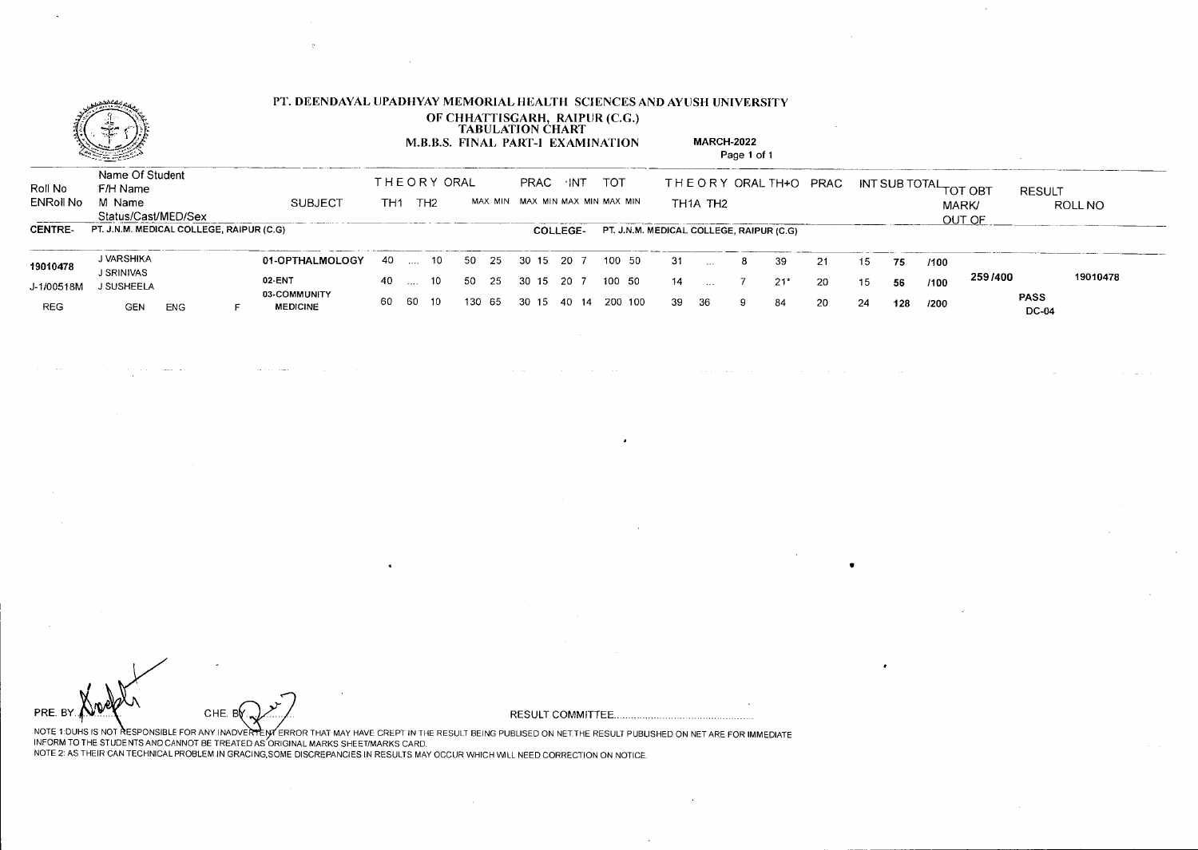# PT. DEENDAYAL UPADHYAY MEMORIAL HEALTH SCIENCES AND AYUSH UNIVERSITY

## OF CHHATTISGARH, RAIPUR (C.G.)

### TABULATION CHART

### M.B.B.S. FINAL PART-I EXAMINATION

**MARCH-2022**

| Roll No / ENRoll No | Name Of Student / F/H Name / M Name / Status/Cast/MED/Sex | | | SUBJECT | THEORY TH1 | THEORY TH2 | ORAL | MAX | MIN | PRAC MAX | PRAC MIN | INT MAX | INT MIN | TOT MAX | TOT MIN | THEORY TH1A | THEORY TH2 | ORAL | TH+O | PRAC | INT | SUB TOTAL | | TOT OBT MARK/ OUT OF | RESULT | ROLL NO |
|---|---|---|---|---|---|---|---|---|---|---|---|---|---|---|---|---|---|---|---|---|---|---|---|---|---|---|
| CENTRE- PT. J.N.M. MEDICAL COLLEGE, RAIPUR (C.G) | | | | | | | | | | COLLEGE- PT. J.N.M. MEDICAL COLLEGE, RAIPUR (C.G) | | | | | | | | | | | | | | | | |
| 19010478 | J VARSHIKA / J SRINIVAS | | | 01-OPTHALMOLOGY | 40 | .... | 10 | 50 | 25 | 30 | 15 | 20 | 7 | 100 | 50 | 31 | ... | 8 | 39 | 21 | 15 | 75 | /100 | 259 /400 | | 19010478 |
| J-1/00518M | J SUSHEELA | | | 02-ENT | 40 | .... | 10 | 50 | 25 | 30 | 15 | 20 | 7 | 100 | 50 | 14 | ... | 7 | 21* | 20 | 15 | 56 | /100 | | | |
| REG | GEN | ENG | F | 03-COMMUNITY MEDICINE | 60 | 60 | 10 | 130 | 65 | 30 | 15 | 40 | 14 | 200 | 100 | 39 | 36 | 9 | 84 | 20 | 24 | 128 | /200 | | PASS DC-04 | |

PRE. BY.......... CHE. BY.......... RESULT COMMITTEE..........................................

NOTE 1:DUHS IS NOT RESPONSIBLE FOR ANY INADVERTENT ERROR THAT MAY HAVE CREPT IN THE RESULT BEING PUBLISED ON NET.THE RESULT PUBLISHED ON NET ARE FOR IMMEDIATE INFORM TO THE STUDENTS AND CANNOT BE TREATED AS ORIGINAL MARKS SHEET/MARKS CARD.

NOTE 2: AS THEIR CAN TECHNICAL PROBLEM IN GRACING,SOME DISCREPANCIES IN RESULTS MAY OCCUR WHICH WILL NEED CORRECTION ON NOTICE.